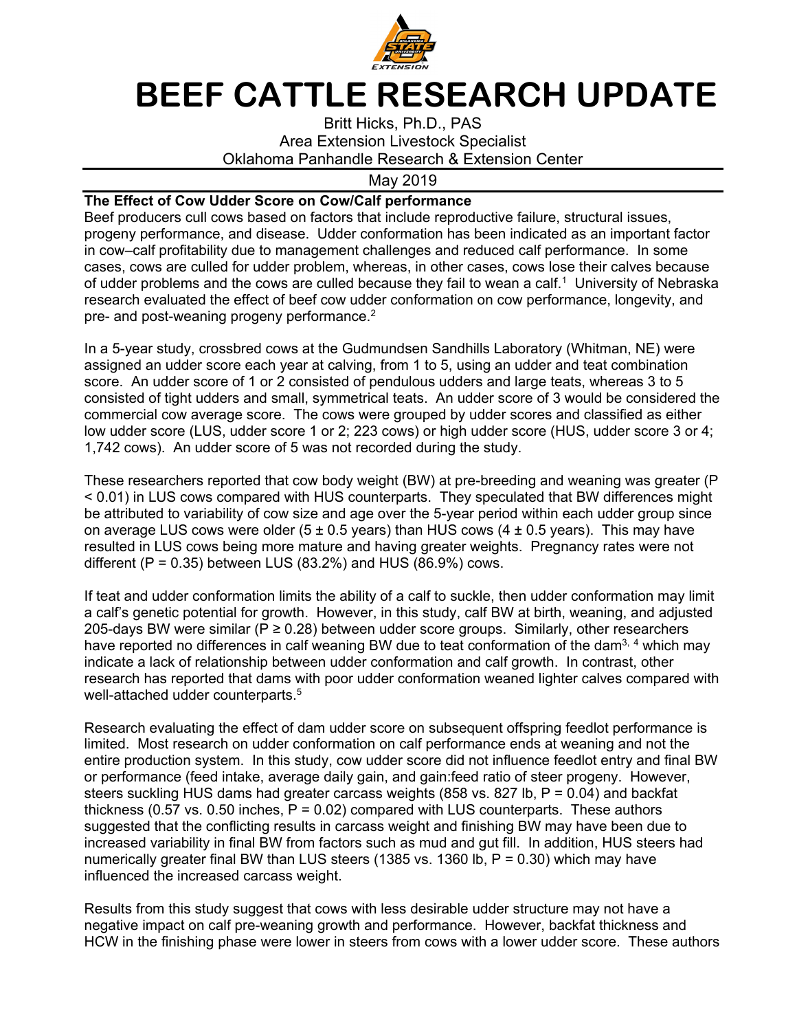# BEEF CATTLE RESEARCH UPDATE

Britt Hicks, Ph.D., PAS
Area Extension Livestock Specialist
Oklahoma Panhandle Research & Extension Center

May 2019

**The Effect of Cow Udder Score on Cow/Calf performance**

Beef producers cull cows based on factors that include reproductive failure, structural issues, progeny performance, and disease. Udder conformation has been indicated as an important factor in cow–calf profitability due to management challenges and reduced calf performance. In some cases, cows are culled for udder problem, whereas, in other cases, cows lose their calves because of udder problems and the cows are culled because they fail to wean a calf.[1] University of Nebraska research evaluated the effect of beef cow udder conformation on cow performance, longevity, and pre- and post-weaning progeny performance.[2]

In a 5-year study, crossbred cows at the Gudmundsen Sandhills Laboratory (Whitman, NE) were assigned an udder score each year at calving, from 1 to 5, using an udder and teat combination score. An udder score of 1 or 2 consisted of pendulous udders and large teats, whereas 3 to 5 consisted of tight udders and small, symmetrical teats. An udder score of 3 would be considered the commercial cow average score. The cows were grouped by udder scores and classified as either low udder score (LUS, udder score 1 or 2; 223 cows) or high udder score (HUS, udder score 3 or 4; 1,742 cows). An udder score of 5 was not recorded during the study.

These researchers reported that cow body weight (BW) at pre-breeding and weaning was greater ($P < 0.01$) in LUS cows compared with HUS counterparts. They speculated that BW differences might be attributed to variability of cow size and age over the 5-year period within each udder group since on average LUS cows were older ($5 \pm 0.5$ years) than HUS cows ($4 \pm 0.5$ years). This may have resulted in LUS cows being more mature and having greater weights. Pregnancy rates were not different ($P = 0.35$) between LUS (83.2%) and HUS (86.9%) cows.

If teat and udder conformation limits the ability of a calf to suckle, then udder conformation may limit a calf's genetic potential for growth. However, in this study, calf BW at birth, weaning, and adjusted 205-days BW were similar ($P \geq 0.28$) between udder score groups. Similarly, other researchers have reported no differences in calf weaning BW due to teat conformation of the dam[3, 4] which may indicate a lack of relationship between udder conformation and calf growth. In contrast, other research has reported that dams with poor udder conformation weaned lighter calves compared with well-attached udder counterparts.[5]

Research evaluating the effect of dam udder score on subsequent offspring feedlot performance is limited. Most research on udder conformation on calf performance ends at weaning and not the entire production system. In this study, cow udder score did not influence feedlot entry and final BW or performance (feed intake, average daily gain, and gain:feed ratio of steer progeny. However, steers suckling HUS dams had greater carcass weights (858 vs. 827 lb, $P = 0.04$) and backfat thickness (0.57 vs. 0.50 inches, $P = 0.02$) compared with LUS counterparts. These authors suggested that the conflicting results in carcass weight and finishing BW may have been due to increased variability in final BW from factors such as mud and gut fill. In addition, HUS steers had numerically greater final BW than LUS steers (1385 vs. 1360 lb, $P = 0.30$) which may have influenced the increased carcass weight.

Results from this study suggest that cows with less desirable udder structure may not have a negative impact on calf pre-weaning growth and performance. However, backfat thickness and HCW in the finishing phase were lower in steers from cows with a lower udder score. These authors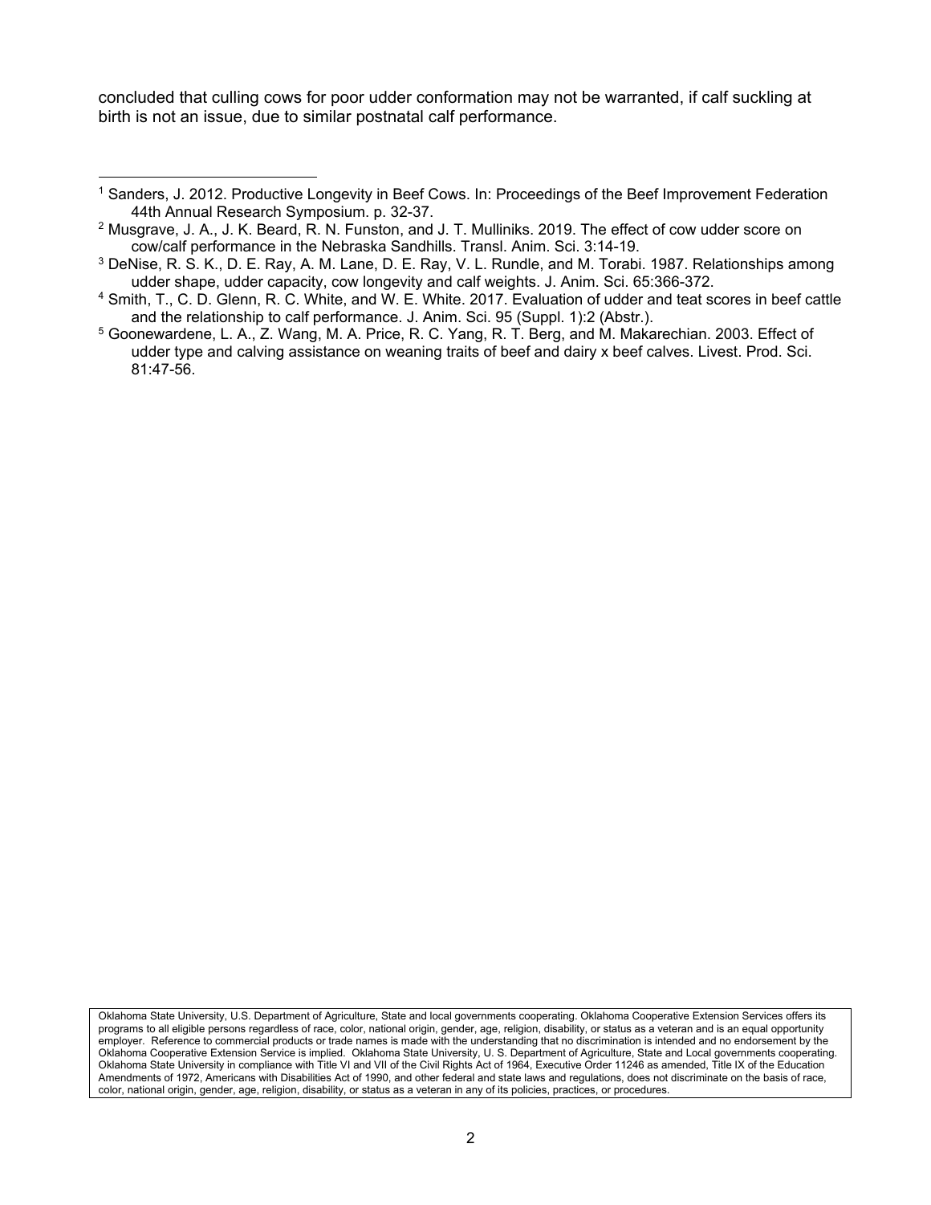concluded that culling cows for poor udder conformation may not be warranted, if calf suckling at birth is not an issue, due to similar postnatal calf performance.

---

[1] Sanders, J. 2012. Productive Longevity in Beef Cows. In: Proceedings of the Beef Improvement Federation 44th Annual Research Symposium. p. 32-37.

[2] Musgrave, J. A., J. K. Beard, R. N. Funston, and J. T. Mulliniks. 2019. The effect of cow udder score on cow/calf performance in the Nebraska Sandhills. Transl. Anim. Sci. 3:14-19.

[3] DeNise, R. S. K., D. E. Ray, A. M. Lane, D. E. Ray, V. L. Rundle, and M. Torabi. 1987. Relationships among udder shape, udder capacity, cow longevity and calf weights. J. Anim. Sci. 65:366-372.

[4] Smith, T., C. D. Glenn, R. C. White, and W. E. White. 2017. Evaluation of udder and teat scores in beef cattle and the relationship to calf performance. J. Anim. Sci. 95 (Suppl. 1):2 (Abstr.).

[5] Goonewardene, L. A., Z. Wang, M. A. Price, R. C. Yang, R. T. Berg, and M. Makarechian. 2003. Effect of udder type and calving assistance on weaning traits of beef and dairy x beef calves. Livest. Prod. Sci. 81:47-56.

Oklahoma State University, U.S. Department of Agriculture, State and local governments cooperating. Oklahoma Cooperative Extension Services offers its programs to all eligible persons regardless of race, color, national origin, gender, age, religion, disability, or status as a veteran and is an equal opportunity employer. Reference to commercial products or trade names is made with the understanding that no discrimination is intended and no endorsement by the Oklahoma Cooperative Extension Service is implied. Oklahoma State University, U. S. Department of Agriculture, State and Local governments cooperating. Oklahoma State University in compliance with Title VI and VII of the Civil Rights Act of 1964, Executive Order 11246 as amended, Title IX of the Education Amendments of 1972, Americans with Disabilities Act of 1990, and other federal and state laws and regulations, does not discriminate on the basis of race, color, national origin, gender, age, religion, disability, or status as a veteran in any of its policies, practices, or procedures.